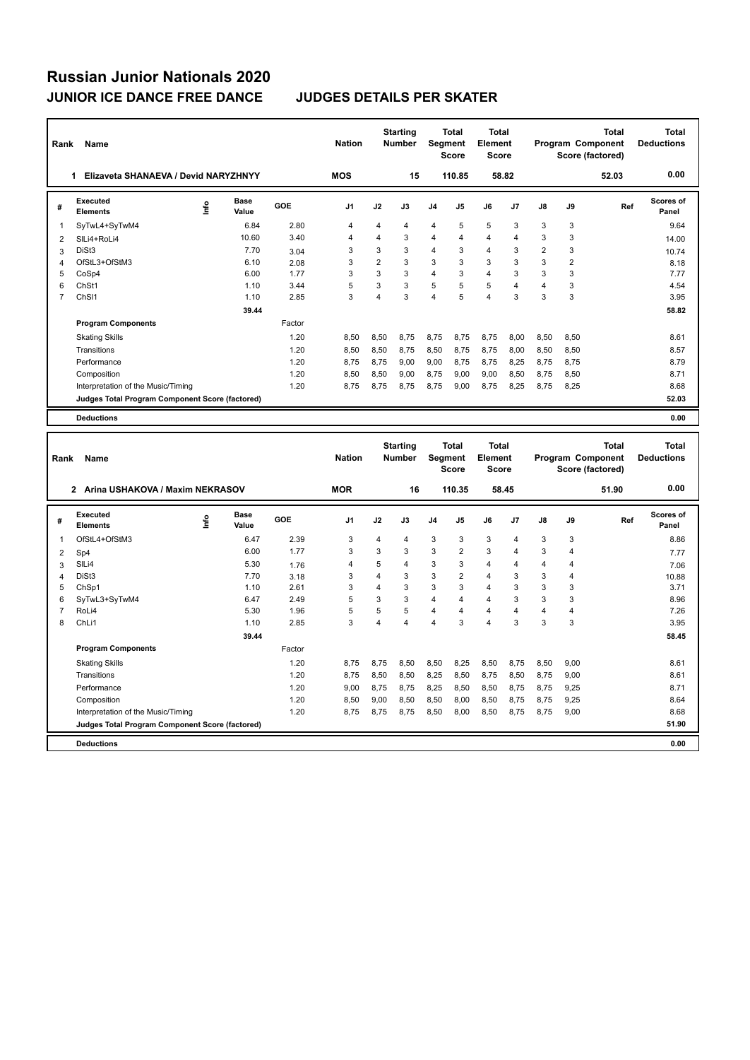# Russian Junior Nationals 2020

## JUNIOR ICE DANCE FREE DANCE JUDGES DETAILS PER SKATER

| Rank | Name | Nation | Starting Number | Total Segment Score | Total Element Score | Total Program Component Score (factored) | Total Deductions |
|---|---|---|---|---|---|---|---|
| 1 | Elizaveta SHANAEVA / Devid NARYZHNYY | MOS | 15 | 110.85 | 58.82 | 52.03 | 0.00 |

| # | Executed Elements | Info | Base Value | GOE | J1 | J2 | J3 | J4 | J5 | J6 | J7 | J8 | J9 | Ref | Scores of Panel |
|---|---|---|---|---|---|---|---|---|---|---|---|---|---|---|---|
| 1 | SyTwL4+SyTwM4 | | 6.84 | 2.80 | 4 | 4 | 4 | 4 | 5 | 5 | 3 | 3 | 3 | | 9.64 |
| 2 | SlLi4+RoLi4 | | 10.60 | 3.40 | 4 | 4 | 3 | 4 | 4 | 4 | 4 | 3 | 3 | | 14.00 |
| 3 | DiSt3 | | 7.70 | 3.04 | 3 | 3 | 3 | 4 | 3 | 4 | 3 | 2 | 3 | | 10.74 |
| 4 | OfStL3+OfStM3 | | 6.10 | 2.08 | 3 | 2 | 3 | 3 | 3 | 3 | 3 | 3 | 2 | | 8.18 |
| 5 | CoSp4 | | 6.00 | 1.77 | 3 | 3 | 3 | 4 | 3 | 4 | 3 | 3 | 3 | | 7.77 |
| 6 | ChSt1 | | 1.10 | 3.44 | 5 | 3 | 3 | 5 | 5 | 5 | 4 | 4 | 3 | | 4.54 |
| 7 | ChSl1 | | 1.10 | 2.85 | 3 | 4 | 3 | 4 | 5 | 4 | 3 | 3 | 3 | | 3.95 |
| | | | 39.44 | | | | | | | | | | | | 58.82 |

| Program Components | Factor | J1 | J2 | J3 | J4 | J5 | J6 | J7 | J8 | J9 | Scores of Panel |
|---|---|---|---|---|---|---|---|---|---|---|---|
| Skating Skills | 1.20 | 8,50 | 8,50 | 8,75 | 8,75 | 8,75 | 8,75 | 8,00 | 8,50 | 8,50 | 8.61 |
| Transitions | 1.20 | 8,50 | 8,50 | 8,75 | 8,50 | 8,75 | 8,75 | 8,00 | 8,50 | 8,50 | 8.57 |
| Performance | 1.20 | 8,75 | 8,75 | 9,00 | 9,00 | 8,75 | 8,75 | 8,25 | 8,75 | 8,75 | 8.79 |
| Composition | 1.20 | 8,50 | 8,50 | 9,00 | 8,75 | 9,00 | 9,00 | 8,50 | 8,75 | 8,50 | 8.71 |
| Interpretation of the Music/Timing | 1.20 | 8,75 | 8,75 | 8,75 | 8,75 | 9,00 | 8,75 | 8,25 | 8,75 | 8,25 | 8.68 |
| Judges Total Program Component Score (factored) | | | | | | | | | | | 52.03 |

**Deductions** 0.00

| Rank | Name | Nation | Starting Number | Total Segment Score | Total Element Score | Total Program Component Score (factored) | Total Deductions |
|---|---|---|---|---|---|---|---|
| 2 | Arina USHAKOVA / Maxim NEKRASOV | MOR | 16 | 110.35 | 58.45 | 51.90 | 0.00 |

| # | Executed Elements | Info | Base Value | GOE | J1 | J2 | J3 | J4 | J5 | J6 | J7 | J8 | J9 | Ref | Scores of Panel |
|---|---|---|---|---|---|---|---|---|---|---|---|---|---|---|---|
| 1 | OfStL4+OfStM3 | | 6.47 | 2.39 | 3 | 4 | 4 | 3 | 3 | 3 | 4 | 3 | 3 | | 8.86 |
| 2 | Sp4 | | 6.00 | 1.77 | 3 | 3 | 3 | 3 | 2 | 3 | 4 | 3 | 4 | | 7.77 |
| 3 | SlLi4 | | 5.30 | 1.76 | 4 | 5 | 4 | 3 | 3 | 4 | 4 | 4 | 4 | | 7.06 |
| 4 | DiSt3 | | 7.70 | 3.18 | 3 | 4 | 3 | 3 | 2 | 4 | 3 | 3 | 4 | | 10.88 |
| 5 | ChSp1 | | 1.10 | 2.61 | 3 | 4 | 3 | 3 | 3 | 4 | 3 | 3 | 3 | | 3.71 |
| 6 | SyTwL3+SyTwM4 | | 6.47 | 2.49 | 5 | 3 | 3 | 4 | 4 | 4 | 3 | 3 | 3 | | 8.96 |
| 7 | RoLi4 | | 5.30 | 1.96 | 5 | 5 | 5 | 4 | 4 | 4 | 4 | 4 | 4 | | 7.26 |
| 8 | ChLi1 | | 1.10 | 2.85 | 3 | 4 | 4 | 4 | 3 | 4 | 3 | 3 | 3 | | 3.95 |
| | | | 39.44 | | | | | | | | | | | | 58.45 |

| Program Components | Factor | J1 | J2 | J3 | J4 | J5 | J6 | J7 | J8 | J9 | Scores of Panel |
|---|---|---|---|---|---|---|---|---|---|---|---|
| Skating Skills | 1.20 | 8,75 | 8,75 | 8,50 | 8,50 | 8,25 | 8,50 | 8,75 | 8,50 | 9,00 | 8.61 |
| Transitions | 1.20 | 8,75 | 8,50 | 8,50 | 8,25 | 8,50 | 8,75 | 8,50 | 8,75 | 9,00 | 8.61 |
| Performance | 1.20 | 9,00 | 8,75 | 8,75 | 8,25 | 8,50 | 8,50 | 8,75 | 8,75 | 9,25 | 8.71 |
| Composition | 1.20 | 8,50 | 9,00 | 8,50 | 8,50 | 8,00 | 8,50 | 8,75 | 8,75 | 9,25 | 8.64 |
| Interpretation of the Music/Timing | 1.20 | 8,75 | 8,75 | 8,75 | 8,50 | 8,00 | 8,50 | 8,75 | 8,75 | 9,00 | 8.68 |
| Judges Total Program Component Score (factored) | | | | | | | | | | | 51.90 |

**Deductions** 0.00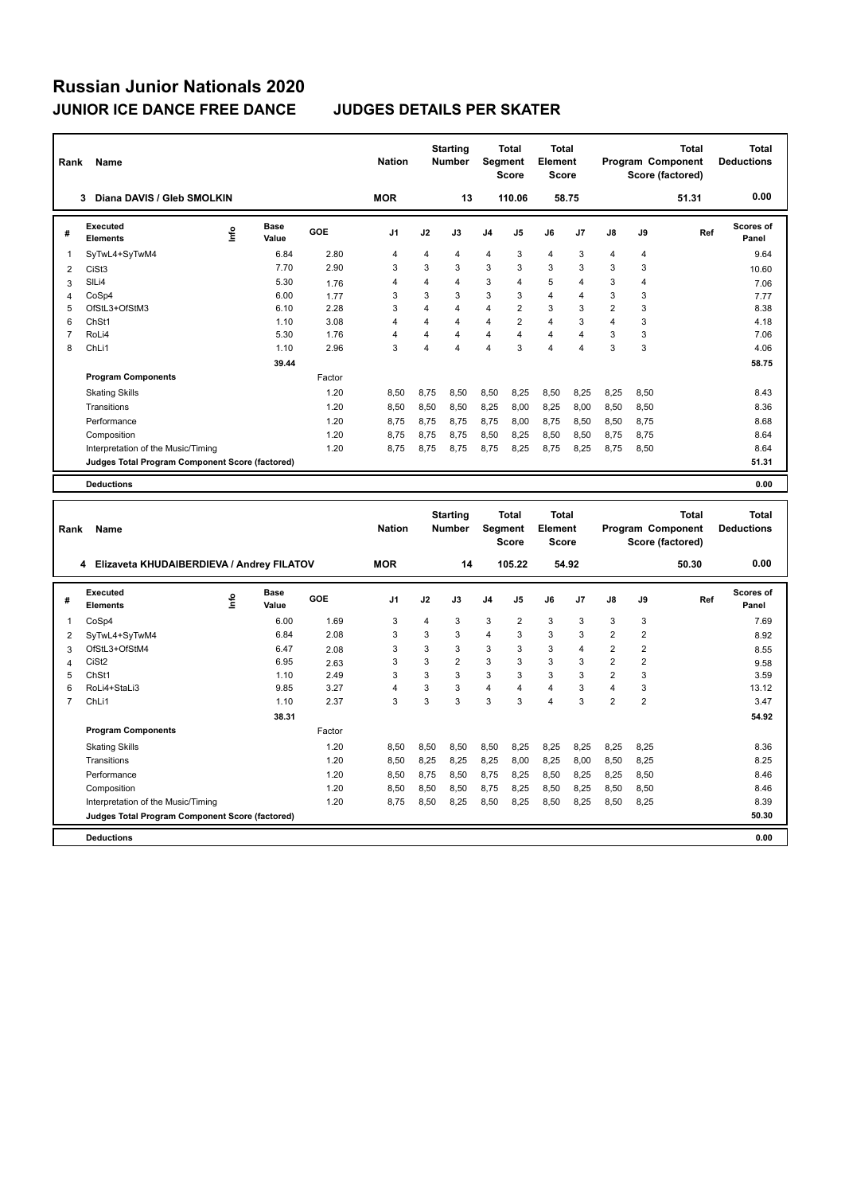# Russian Junior Nationals 2020

## JUNIOR ICE DANCE FREE DANCE JUDGES DETAILS PER SKATER

| Rank | Name | Nation | Starting Number | Total Segment Score | Total Element Score | Total Program Component Score (factored) | Total Deductions |
|---|---|---|---|---|---|---|---|
| 3 | Diana DAVIS / Gleb SMOLKIN | MOR | 13 | 110.06 | 58.75 | 51.31 | 0.00 |

| # | Executed Elements | Info | Base Value | GOE | J1 | J2 | J3 | J4 | J5 | J6 | J7 | J8 | J9 | Ref | Scores of Panel |
|---|---|---|---|---|---|---|---|---|---|---|---|---|---|---|---|
| 1 | SyTwL4+SyTwM4 | | 6.84 | 2.80 | 4 | 4 | 4 | 4 | 3 | 4 | 3 | 4 | 4 | | 9.64 |
| 2 | CiSt3 | | 7.70 | 2.90 | 3 | 3 | 3 | 3 | 3 | 3 | 3 | 3 | 3 | | 10.60 |
| 3 | SlLi4 | | 5.30 | 1.76 | 4 | 4 | 4 | 3 | 4 | 5 | 4 | 3 | 4 | | 7.06 |
| 4 | CoSp4 | | 6.00 | 1.77 | 3 | 3 | 3 | 3 | 3 | 4 | 4 | 3 | 3 | | 7.77 |
| 5 | OfStL3+OfStM3 | | 6.10 | 2.28 | 3 | 4 | 4 | 4 | 2 | 3 | 3 | 2 | 3 | | 8.38 |
| 6 | ChSt1 | | 1.10 | 3.08 | 4 | 4 | 4 | 4 | 2 | 4 | 3 | 4 | 3 | | 4.18 |
| 7 | RoLi4 | | 5.30 | 1.76 | 4 | 4 | 4 | 4 | 4 | 4 | 4 | 3 | 3 | | 7.06 |
| 8 | ChLi1 | | 1.10 | 2.96 | 3 | 4 | 4 | 4 | 3 | 4 | 4 | 3 | 3 | | 4.06 |
| | | | 39.44 | | | | | | | | | | | | 58.75 |
| | **Program Components** | | | Factor | | | | | | | | | | | |
| | Skating Skills | | | 1.20 | 8,50 | 8,75 | 8,50 | 8,50 | 8,25 | 8,50 | 8,25 | 8,25 | 8,50 | | 8.43 |
| | Transitions | | | 1.20 | 8,50 | 8,50 | 8,50 | 8,25 | 8,00 | 8,25 | 8,00 | 8,50 | 8,50 | | 8.36 |
| | Performance | | | 1.20 | 8,75 | 8,75 | 8,75 | 8,75 | 8,00 | 8,75 | 8,50 | 8,50 | 8,75 | | 8.68 |
| | Composition | | | 1.20 | 8,75 | 8,75 | 8,75 | 8,50 | 8,25 | 8,50 | 8,50 | 8,75 | 8,75 | | 8.64 |
| | Interpretation of the Music/Timing | | | 1.20 | 8,75 | 8,75 | 8,75 | 8,75 | 8,25 | 8,75 | 8,25 | 8,75 | 8,50 | | 8.64 |
| | **Judges Total Program Component Score (factored)** | | | | | | | | | | | | | | 51.31 |
| | **Deductions** | | | | | | | | | | | | | | 0.00 |

| Rank | Name | Nation | Starting Number | Total Segment Score | Total Element Score | Total Program Component Score (factored) | Total Deductions |
|---|---|---|---|---|---|---|---|
| 4 | Elizaveta KHUDAIBERDIEVA / Andrey FILATOV | MOR | 14 | 105.22 | 54.92 | 50.30 | 0.00 |

| # | Executed Elements | Info | Base Value | GOE | J1 | J2 | J3 | J4 | J5 | J6 | J7 | J8 | J9 | Ref | Scores of Panel |
|---|---|---|---|---|---|---|---|---|---|---|---|---|---|---|---|
| 1 | CoSp4 | | 6.00 | 1.69 | 3 | 4 | 3 | 3 | 2 | 3 | 3 | 3 | 3 | | 7.69 |
| 2 | SyTwL4+SyTwM4 | | 6.84 | 2.08 | 3 | 3 | 3 | 4 | 3 | 3 | 3 | 2 | 2 | | 8.92 |
| 3 | OfStL3+OfStM4 | | 6.47 | 2.08 | 3 | 3 | 3 | 3 | 3 | 3 | 4 | 2 | 2 | | 8.55 |
| 4 | CiSt2 | | 6.95 | 2.63 | 3 | 3 | 2 | 3 | 3 | 3 | 3 | 2 | 2 | | 9.58 |
| 5 | ChSt1 | | 1.10 | 2.49 | 3 | 3 | 3 | 3 | 3 | 3 | 3 | 2 | 3 | | 3.59 |
| 6 | RoLi4+StaLi3 | | 9.85 | 3.27 | 4 | 3 | 3 | 4 | 4 | 4 | 3 | 4 | 3 | | 13.12 |
| 7 | ChLi1 | | 1.10 | 2.37 | 3 | 3 | 3 | 3 | 3 | 4 | 3 | 2 | 2 | | 3.47 |
| | | | 38.31 | | | | | | | | | | | | 54.92 |
| | **Program Components** | | | Factor | | | | | | | | | | | |
| | Skating Skills | | | 1.20 | 8,50 | 8,50 | 8,50 | 8,50 | 8,25 | 8,25 | 8,25 | 8,25 | 8,25 | | 8.36 |
| | Transitions | | | 1.20 | 8,50 | 8,25 | 8,25 | 8,25 | 8,00 | 8,25 | 8,00 | 8,50 | 8,25 | | 8.25 |
| | Performance | | | 1.20 | 8,50 | 8,75 | 8,50 | 8,75 | 8,25 | 8,50 | 8,25 | 8,25 | 8,50 | | 8.46 |
| | Composition | | | 1.20 | 8,50 | 8,50 | 8,50 | 8,75 | 8,25 | 8,50 | 8,25 | 8,50 | 8,50 | | 8.46 |
| | Interpretation of the Music/Timing | | | 1.20 | 8,75 | 8,50 | 8,25 | 8,50 | 8,25 | 8,50 | 8,25 | 8,50 | 8,25 | | 8.39 |
| | **Judges Total Program Component Score (factored)** | | | | | | | | | | | | | | 50.30 |
| | **Deductions** | | | | | | | | | | | | | | 0.00 |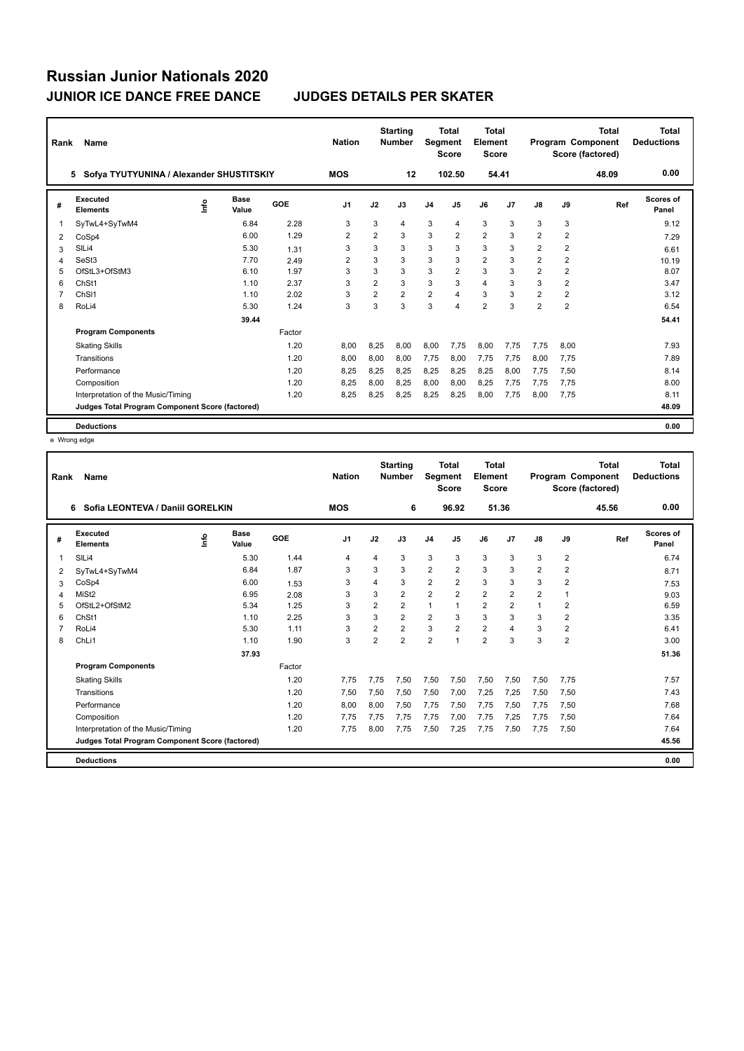# Russian Junior Nationals 2020

## JUNIOR ICE DANCE FREE DANCE JUDGES DETAILS PER SKATER

| Rank | Name | Nation | Starting Number | Total Segment Score | Total Element Score | Total Program Component Score (factored) | Total Deductions |
|---|---|---|---|---|---|---|---|
| 5 | Sofya TYUTYUNINA / Alexander SHUSTITSKIY | MOS | 12 | 102.50 | 54.41 | 48.09 | 0.00 |

| # | Executed Elements | Info | Base Value | GOE | J1 | J2 | J3 | J4 | J5 | J6 | J7 | J8 | J9 | Ref | Scores of Panel |
|---|---|---|---|---|---|---|---|---|---|---|---|---|---|---|---|
| 1 | SyTwL4+SyTwM4 | | 6.84 | 2.28 | 3 | 3 | 4 | 3 | 4 | 3 | 3 | 3 | 3 | | 9.12 |
| 2 | CoSp4 | | 6.00 | 1.29 | 2 | 2 | 3 | 3 | 2 | 2 | 3 | 2 | 2 | | 7.29 |
| 3 | SlLi4 | | 5.30 | 1.31 | 3 | 3 | 3 | 3 | 3 | 3 | 3 | 2 | 2 | | 6.61 |
| 4 | SeSt3 | | 7.70 | 2.49 | 2 | 3 | 3 | 3 | 3 | 2 | 3 | 2 | 2 | | 10.19 |
| 5 | OfStL3+OfStM3 | | 6.10 | 1.97 | 3 | 3 | 3 | 3 | 2 | 3 | 3 | 2 | 2 | | 8.07 |
| 6 | ChSt1 | | 1.10 | 2.37 | 3 | 2 | 3 | 3 | 3 | 4 | 3 | 3 | 2 | | 3.47 |
| 7 | ChSl1 | | 1.10 | 2.02 | 3 | 2 | 2 | 2 | 4 | 3 | 3 | 2 | 2 | | 3.12 |
| 8 | RoLi4 | | 5.30 | 1.24 | 3 | 3 | 3 | 3 | 4 | 2 | 3 | 2 | 2 | | 6.54 |
| | | | 39.44 | | | | | | | | | | | | 54.41 |

| Program Components | Factor | J1 | J2 | J3 | J4 | J5 | J6 | J7 | J8 | J9 | Scores of Panel |
|---|---|---|---|---|---|---|---|---|---|---|---|
| Skating Skills | 1.20 | 8,00 | 8,25 | 8,00 | 8,00 | 7,75 | 8,00 | 7,75 | 7,75 | 8,00 | 7.93 |
| Transitions | 1.20 | 8,00 | 8,00 | 8,00 | 7,75 | 8,00 | 7,75 | 7,75 | 8,00 | 7,75 | 7.89 |
| Performance | 1.20 | 8,25 | 8,25 | 8,25 | 8,25 | 8,25 | 8,25 | 8,00 | 7,75 | 7,50 | 8.14 |
| Composition | 1.20 | 8,25 | 8,00 | 8,25 | 8,00 | 8,00 | 8,25 | 7,75 | 7,75 | 7,75 | 8.00 |
| Interpretation of the Music/Timing | 1.20 | 8,25 | 8,25 | 8,25 | 8,25 | 8,25 | 8,00 | 7,75 | 8,00 | 7,75 | 8.11 |
| Judges Total Program Component Score (factored) | | | | | | | | | | | 48.09 |

**Deductions** 0.00

e Wrong edge

| Rank | Name | Nation | Starting Number | Total Segment Score | Total Element Score | Total Program Component Score (factored) | Total Deductions |
|---|---|---|---|---|---|---|---|
| 6 | Sofia LEONTEVA / Daniil GORELKIN | MOS | 6 | 96.92 | 51.36 | 45.56 | 0.00 |

| # | Executed Elements | Info | Base Value | GOE | J1 | J2 | J3 | J4 | J5 | J6 | J7 | J8 | J9 | Ref | Scores of Panel |
|---|---|---|---|---|---|---|---|---|---|---|---|---|---|---|---|
| 1 | SlLi4 | | 5.30 | 1.44 | 4 | 4 | 3 | 3 | 3 | 3 | 3 | 3 | 2 | | 6.74 |
| 2 | SyTwL4+SyTwM4 | | 6.84 | 1.87 | 3 | 3 | 3 | 2 | 2 | 3 | 3 | 2 | 2 | | 8.71 |
| 3 | CoSp4 | | 6.00 | 1.53 | 3 | 4 | 3 | 2 | 2 | 3 | 3 | 3 | 2 | | 7.53 |
| 4 | MiSt2 | | 6.95 | 2.08 | 3 | 3 | 2 | 2 | 2 | 2 | 2 | 2 | 1 | | 9.03 |
| 5 | OfStL2+OfStM2 | | 5.34 | 1.25 | 3 | 2 | 2 | 1 | 1 | 2 | 2 | 1 | 2 | | 6.59 |
| 6 | ChSt1 | | 1.10 | 2.25 | 3 | 3 | 2 | 2 | 3 | 3 | 3 | 3 | 2 | | 3.35 |
| 7 | RoLi4 | | 5.30 | 1.11 | 3 | 2 | 2 | 3 | 2 | 2 | 4 | 3 | 2 | | 6.41 |
| 8 | ChLi1 | | 1.10 | 1.90 | 3 | 2 | 2 | 2 | 1 | 2 | 3 | 3 | 2 | | 3.00 |
| | | | 37.93 | | | | | | | | | | | | 51.36 |

| Program Components | Factor | J1 | J2 | J3 | J4 | J5 | J6 | J7 | J8 | J9 | Scores of Panel |
|---|---|---|---|---|---|---|---|---|---|---|---|
| Skating Skills | 1.20 | 7,75 | 7,75 | 7,50 | 7,50 | 7,50 | 7,50 | 7,50 | 7,50 | 7,75 | 7.57 |
| Transitions | 1.20 | 7,50 | 7,50 | 7,50 | 7,50 | 7,00 | 7,25 | 7,25 | 7,50 | 7,50 | 7.43 |
| Performance | 1.20 | 8,00 | 8,00 | 7,50 | 7,75 | 7,50 | 7,75 | 7,50 | 7,75 | 7,50 | 7.68 |
| Composition | 1.20 | 7,75 | 7,75 | 7,75 | 7,75 | 7,00 | 7,75 | 7,25 | 7,75 | 7,50 | 7.64 |
| Interpretation of the Music/Timing | 1.20 | 7,75 | 8,00 | 7,75 | 7,50 | 7,25 | 7,75 | 7,50 | 7,75 | 7,50 | 7.64 |
| Judges Total Program Component Score (factored) | | | | | | | | | | | 45.56 |

**Deductions** 0.00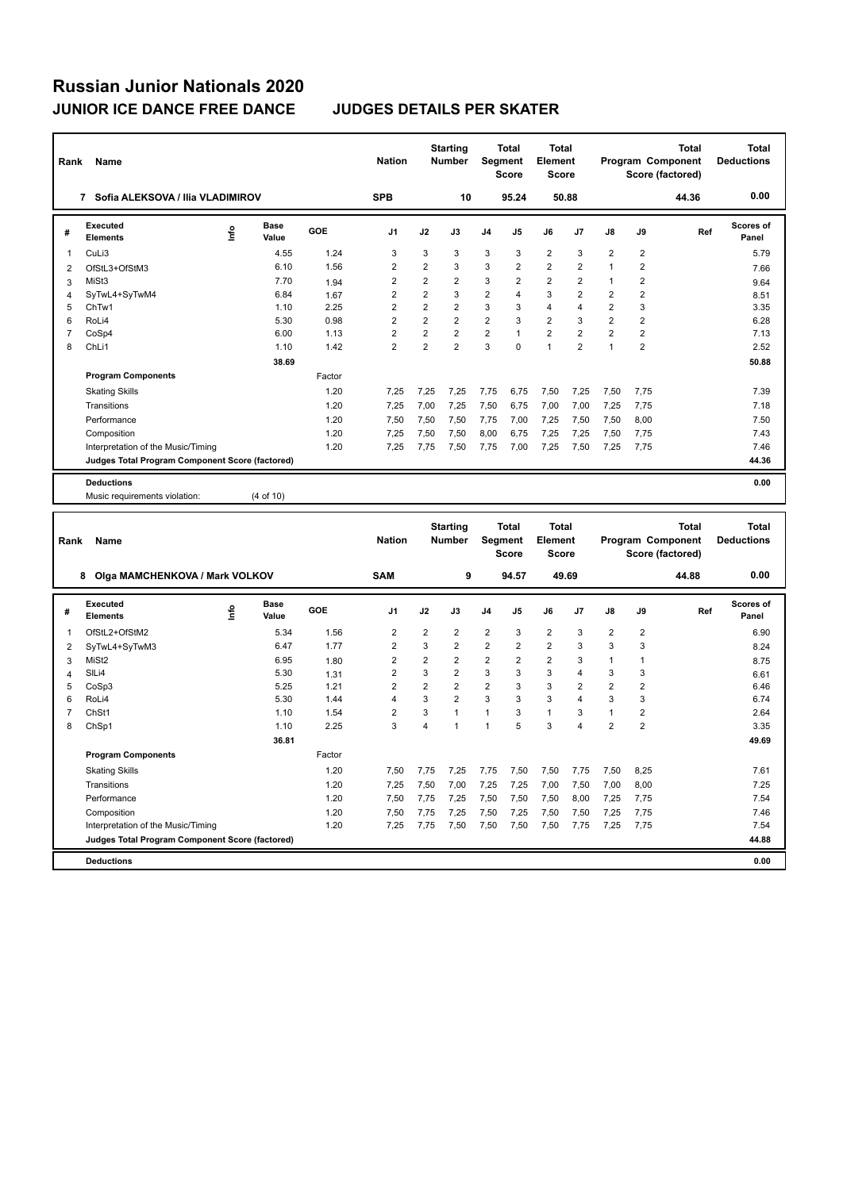# Russian Junior Nationals 2020

## JUNIOR ICE DANCE FREE DANCE — JUDGES DETAILS PER SKATER

| Rank | Name | Nation | Starting Number | Total Segment Score | Total Element Score | Total Program Component Score (factored) | Total Deductions |
|---|---|---|---|---|---|---|---|
| 7 | Sofia ALEKSOVA / Ilia VLADIMIROV | SPB | 10 | 95.24 | 50.88 | 44.36 | 0.00 |

| # | Executed Elements | Info | Base Value | GOE | J1 | J2 | J3 | J4 | J5 | J6 | J7 | J8 | J9 | Ref | Scores of Panel |
|---|---|---|---|---|---|---|---|---|---|---|---|---|---|---|---|
| 1 | CuLi3 | | 4.55 | 1.24 | 3 | 3 | 3 | 3 | 3 | 2 | 3 | 2 | 2 | | 5.79 |
| 2 | OfStL3+OfStM3 | | 6.10 | 1.56 | 2 | 2 | 3 | 3 | 2 | 2 | 2 | 1 | 2 | | 7.66 |
| 3 | MiSt3 | | 7.70 | 1.94 | 2 | 2 | 2 | 3 | 2 | 2 | 2 | 1 | 2 | | 9.64 |
| 4 | SyTwL4+SyTwM4 | | 6.84 | 1.67 | 2 | 2 | 3 | 2 | 4 | 3 | 2 | 2 | 2 | | 8.51 |
| 5 | ChTw1 | | 1.10 | 2.25 | 2 | 2 | 2 | 3 | 3 | 4 | 4 | 2 | 3 | | 3.35 |
| 6 | RoLi4 | | 5.30 | 0.98 | 2 | 2 | 2 | 2 | 3 | 2 | 3 | 2 | 2 | | 6.28 |
| 7 | CoSp4 | | 6.00 | 1.13 | 2 | 2 | 2 | 2 | 1 | 2 | 2 | 2 | 2 | | 7.13 |
| 8 | ChLi1 | | 1.10 | 1.42 | 2 | 2 | 2 | 3 | 0 | 1 | 2 | 1 | 2 | | 2.52 |
| | | | 38.69 | | | | | | | | | | | | 50.88 |

| Program Components | Factor | J1 | J2 | J3 | J4 | J5 | J6 | J7 | J8 | J9 | Scores of Panel |
|---|---|---|---|---|---|---|---|---|---|---|---|
| Skating Skills | 1.20 | 7,25 | 7,25 | 7,25 | 7,75 | 6,75 | 7,50 | 7,25 | 7,50 | 7,75 | 7.39 |
| Transitions | 1.20 | 7,25 | 7,00 | 7,25 | 7,50 | 6,75 | 7,00 | 7,00 | 7,25 | 7,75 | 7.18 |
| Performance | 1.20 | 7,50 | 7,50 | 7,50 | 7,75 | 7,00 | 7,25 | 7,50 | 7,50 | 8,00 | 7.50 |
| Composition | 1.20 | 7,25 | 7,50 | 7,50 | 8,00 | 6,75 | 7,25 | 7,25 | 7,50 | 7,75 | 7.43 |
| Interpretation of the Music/Timing | 1.20 | 7,25 | 7,75 | 7,50 | 7,75 | 7,00 | 7,25 | 7,50 | 7,25 | 7,75 | 7.46 |
| Judges Total Program Component Score (factored) | | | | | | | | | | | 44.36 |

**Deductions** 0.00

Music requirements violation: (4 of 10)

| Rank | Name | Nation | Starting Number | Total Segment Score | Total Element Score | Total Program Component Score (factored) | Total Deductions |
|---|---|---|---|---|---|---|---|
| 8 | Olga MAMCHENKOVA / Mark VOLKOV | SAM | 9 | 94.57 | 49.69 | 44.88 | 0.00 |

| # | Executed Elements | Info | Base Value | GOE | J1 | J2 | J3 | J4 | J5 | J6 | J7 | J8 | J9 | Ref | Scores of Panel |
|---|---|---|---|---|---|---|---|---|---|---|---|---|---|---|---|
| 1 | OfStL2+OfStM2 | | 5.34 | 1.56 | 2 | 2 | 2 | 2 | 3 | 2 | 3 | 2 | 2 | | 6.90 |
| 2 | SyTwL4+SyTwM3 | | 6.47 | 1.77 | 2 | 3 | 2 | 2 | 2 | 2 | 3 | 3 | 3 | | 8.24 |
| 3 | MiSt2 | | 6.95 | 1.80 | 2 | 2 | 2 | 2 | 2 | 2 | 3 | 1 | 1 | | 8.75 |
| 4 | SlLi4 | | 5.30 | 1.31 | 2 | 3 | 2 | 3 | 3 | 3 | 4 | 3 | 3 | | 6.61 |
| 5 | CoSp3 | | 5.25 | 1.21 | 2 | 2 | 2 | 2 | 3 | 3 | 2 | 2 | 2 | | 6.46 |
| 6 | RoLi4 | | 5.30 | 1.44 | 4 | 3 | 2 | 3 | 3 | 3 | 4 | 3 | 3 | | 6.74 |
| 7 | ChSt1 | | 1.10 | 1.54 | 2 | 3 | 1 | 1 | 3 | 1 | 3 | 1 | 2 | | 2.64 |
| 8 | ChSp1 | | 1.10 | 2.25 | 3 | 4 | 1 | 1 | 5 | 3 | 4 | 2 | 2 | | 3.35 |
| | | | 36.81 | | | | | | | | | | | | 49.69 |

| Program Components | Factor | J1 | J2 | J3 | J4 | J5 | J6 | J7 | J8 | J9 | Scores of Panel |
|---|---|---|---|---|---|---|---|---|---|---|---|
| Skating Skills | 1.20 | 7,50 | 7,75 | 7,25 | 7,75 | 7,50 | 7,50 | 7,75 | 7,50 | 8,25 | 7.61 |
| Transitions | 1.20 | 7,25 | 7,50 | 7,00 | 7,25 | 7,25 | 7,00 | 7,50 | 7,00 | 8,00 | 7.25 |
| Performance | 1.20 | 7,50 | 7,75 | 7,25 | 7,50 | 7,50 | 7,50 | 8,00 | 7,25 | 7,75 | 7.54 |
| Composition | 1.20 | 7,50 | 7,75 | 7,25 | 7,50 | 7,25 | 7,50 | 7,50 | 7,25 | 7,75 | 7.46 |
| Interpretation of the Music/Timing | 1.20 | 7,25 | 7,75 | 7,50 | 7,50 | 7,50 | 7,50 | 7,75 | 7,25 | 7,75 | 7.54 |
| Judges Total Program Component Score (factored) | | | | | | | | | | | 44.88 |

**Deductions** 0.00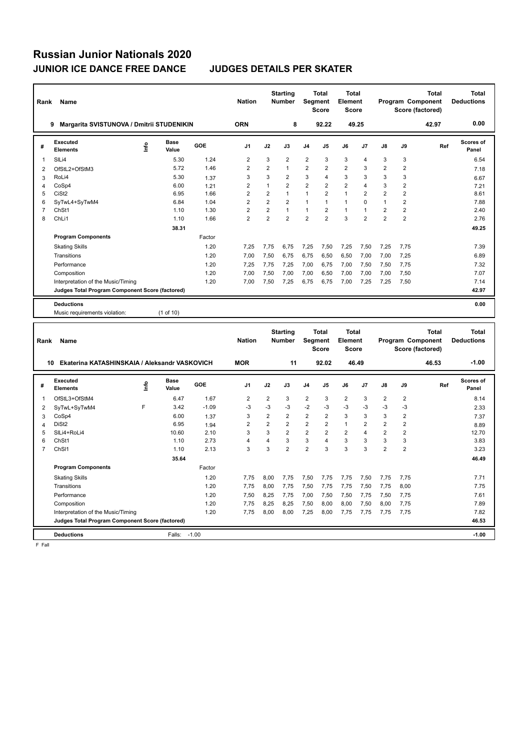# Russian Junior Nationals 2020

## JUNIOR ICE DANCE FREE DANCE JUDGES DETAILS PER SKATER

| Rank | Name | Nation | Starting Number | Total Segment Score | Total Element Score | Total Program Component Score (factored) | Total Deductions |
|---|---|---|---|---|---|---|---|
| 9 | Margarita SVISTUNOVA / Dmitrii STUDENIKIN | ORN | 8 | 92.22 | 49.25 | 42.97 | 0.00 |

| # | Executed Elements | Info | Base Value | GOE | J1 | J2 | J3 | J4 | J5 | J6 | J7 | J8 | J9 | Ref | Scores of Panel |
|---|---|---|---|---|---|---|---|---|---|---|---|---|---|---|---|
| 1 | SlLi4 | | 5.30 | 1.24 | 2 | 3 | 2 | 2 | 3 | 3 | 4 | 3 | 3 | | 6.54 |
| 2 | OfStL2+OfStM3 | | 5.72 | 1.46 | 2 | 2 | 1 | 2 | 2 | 2 | 3 | 2 | 2 | | 7.18 |
| 3 | RoLi4 | | 5.30 | 1.37 | 3 | 3 | 2 | 3 | 4 | 3 | 3 | 3 | 3 | | 6.67 |
| 4 | CoSp4 | | 6.00 | 1.21 | 2 | 1 | 2 | 2 | 2 | 2 | 4 | 3 | 2 | | 7.21 |
| 5 | CiSt2 | | 6.95 | 1.66 | 2 | 2 | 1 | 1 | 2 | 1 | 2 | 2 | 2 | | 8.61 |
| 6 | SyTwL4+SyTwM4 | | 6.84 | 1.04 | 2 | 2 | 2 | 1 | 1 | 1 | 0 | 1 | 2 | | 7.88 |
| 7 | ChSt1 | | 1.10 | 1.30 | 2 | 2 | 1 | 1 | 2 | 1 | 1 | 2 | 2 | | 2.40 |
| 8 | ChLi1 | | 1.10 | 1.66 | 2 | 2 | 2 | 2 | 2 | 3 | 2 | 2 | 2 | | 2.76 |
| | | | 38.31 | | | | | | | | | | | | 49.25 |
| | **Program Components** | | | Factor | | | | | | | | | | | |
| | Skating Skills | | | 1.20 | 7,25 | 7,75 | 6,75 | 7,25 | 7,50 | 7,25 | 7,50 | 7,25 | 7,75 | | 7.39 |
| | Transitions | | | 1.20 | 7,00 | 7,50 | 6,75 | 6,75 | 6,50 | 6,50 | 7,00 | 7,00 | 7,25 | | 6.89 |
| | Performance | | | 1.20 | 7,25 | 7,75 | 7,25 | 7,00 | 6,75 | 7,00 | 7,50 | 7,50 | 7,75 | | 7.32 |
| | Composition | | | 1.20 | 7,00 | 7,50 | 7,00 | 7,00 | 6,50 | 7,00 | 7,00 | 7,00 | 7,50 | | 7.07 |
| | Interpretation of the Music/Timing | | | 1.20 | 7,00 | 7,50 | 7,25 | 6,75 | 6,75 | 7,00 | 7,25 | 7,25 | 7,50 | | 7.14 |
| | **Judges Total Program Component Score (factored)** | | | | | | | | | | | | | | 42.97 |
| | **Deductions** | | | | | | | | | | | | | | 0.00 |
| | Music requirements violation: | | (1 of 10) | | | | | | | | | | | | |

| Rank | Name | Nation | Starting Number | Total Segment Score | Total Element Score | Total Program Component Score (factored) | Total Deductions |
|---|---|---|---|---|---|---|---|
| 10 | Ekaterina KATASHINSKAIA / Aleksandr VASKOVICH | MOR | 11 | 92.02 | 46.49 | 46.53 | -1.00 |

| # | Executed Elements | Info | Base Value | GOE | J1 | J2 | J3 | J4 | J5 | J6 | J7 | J8 | J9 | Ref | Scores of Panel |
|---|---|---|---|---|---|---|---|---|---|---|---|---|---|---|---|
| 1 | OfStL3+OfStM4 | | 6.47 | 1.67 | 2 | 2 | 3 | 2 | 3 | 2 | 3 | 2 | 2 | | 8.14 |
| 2 | SyTwL+SyTwM4 | F | 3.42 | -1.09 | -3 | -3 | -3 | -2 | -3 | -3 | -3 | -3 | -3 | | 2.33 |
| 3 | CoSp4 | | 6.00 | 1.37 | 3 | 2 | 2 | 2 | 2 | 3 | 3 | 3 | 2 | | 7.37 |
| 4 | DiSt2 | | 6.95 | 1.94 | 2 | 2 | 2 | 2 | 2 | 1 | 2 | 2 | 2 | | 8.89 |
| 5 | SlLi4+RoLi4 | | 10.60 | 2.10 | 3 | 3 | 2 | 2 | 2 | 2 | 4 | 2 | 2 | | 12.70 |
| 6 | ChSt1 | | 1.10 | 2.73 | 4 | 4 | 3 | 3 | 4 | 3 | 3 | 3 | 3 | | 3.83 |
| 7 | ChSl1 | | 1.10 | 2.13 | 3 | 3 | 2 | 2 | 3 | 3 | 3 | 2 | 2 | | 3.23 |
| | | | 35.64 | | | | | | | | | | | | 46.49 |
| | **Program Components** | | | Factor | | | | | | | | | | | |
| | Skating Skills | | | 1.20 | 7,75 | 8,00 | 7,75 | 7,50 | 7,75 | 7,75 | 7,50 | 7,75 | 7,75 | | 7.71 |
| | Transitions | | | 1.20 | 7,75 | 8,00 | 7,75 | 7,50 | 7,75 | 7,75 | 7,50 | 7,75 | 8,00 | | 7.75 |
| | Performance | | | 1.20 | 7,50 | 8,25 | 7,75 | 7,00 | 7,50 | 7,50 | 7,75 | 7,50 | 7,75 | | 7.61 |
| | Composition | | | 1.20 | 7,75 | 8,25 | 8,25 | 7,50 | 8,00 | 8,00 | 7,50 | 8,00 | 7,75 | | 7.89 |
| | Interpretation of the Music/Timing | | | 1.20 | 7,75 | 8,00 | 8,00 | 7,25 | 8,00 | 7,75 | 7,75 | 7,75 | 7,75 | | 7.82 |
| | **Judges Total Program Component Score (factored)** | | | | | | | | | | | | | | 46.53 |
| | **Deductions** | | Falls: | -1.00 | | | | | | | | | | | -1.00 |

F Fall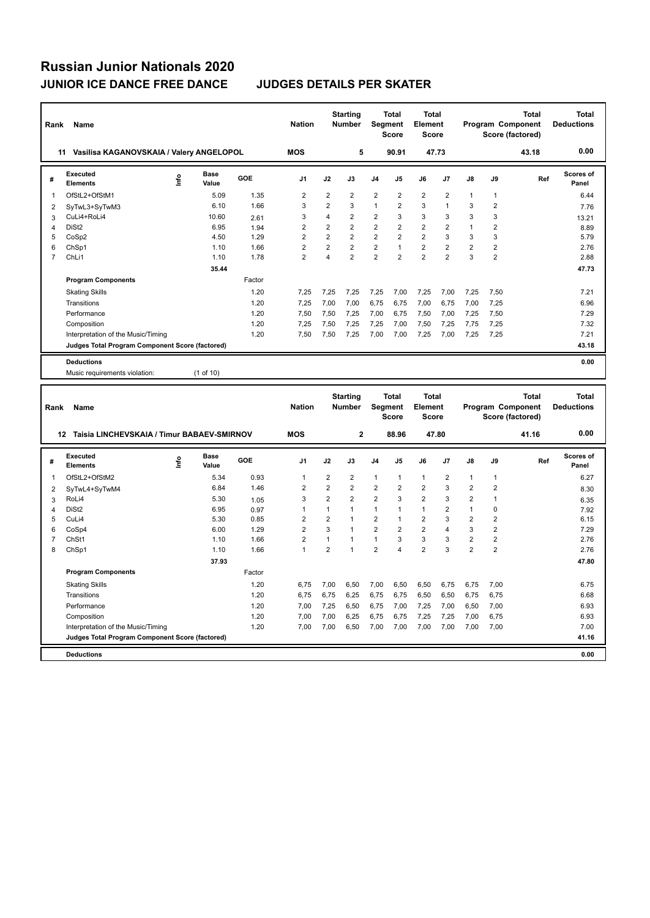# Russian Junior Nationals 2020

## JUNIOR ICE DANCE FREE DANCE JUDGES DETAILS PER SKATER

| Rank | Name | Nation | Starting Number | Total Segment Score | Total Element Score | Total Program Component Score (factored) | Total Deductions |
|---|---|---|---|---|---|---|---|
| 11 | Vasilisa KAGANOVSKAIA / Valery ANGELOPOL | MOS | 5 | 90.91 | 47.73 | 43.18 | 0.00 |

| # | Executed Elements | Info | Base Value | GOE | J1 | J2 | J3 | J4 | J5 | J6 | J7 | J8 | J9 | Ref | Scores of Panel |
|---|---|---|---|---|---|---|---|---|---|---|---|---|---|---|---|
| 1 | OfStL2+OfStM1 | | 5.09 | 1.35 | 2 | 2 | 2 | 2 | 2 | 2 | 2 | 1 | 1 | | 6.44 |
| 2 | SyTwL3+SyTwM3 | | 6.10 | 1.66 | 3 | 2 | 3 | 1 | 2 | 3 | 1 | 3 | 2 | | 7.76 |
| 3 | CuLi4+RoLi4 | | 10.60 | 2.61 | 3 | 4 | 2 | 2 | 3 | 3 | 3 | 3 | 3 | | 13.21 |
| 4 | DiSt2 | | 6.95 | 1.94 | 2 | 2 | 2 | 2 | 2 | 2 | 2 | 1 | 2 | | 8.89 |
| 5 | CoSp2 | | 4.50 | 1.29 | 2 | 2 | 2 | 2 | 2 | 2 | 3 | 3 | 3 | | 5.79 |
| 6 | ChSp1 | | 1.10 | 1.66 | 2 | 2 | 2 | 2 | 1 | 2 | 2 | 2 | 2 | | 2.76 |
| 7 | ChLi1 | | 1.10 | 1.78 | 2 | 4 | 2 | 2 | 2 | 2 | 2 | 3 | 2 | | 2.88 |
| | | | 35.44 | | | | | | | | | | | | 47.73 |
| | **Program Components** | | | Factor | | | | | | | | | | | |
| | Skating Skills | | | 1.20 | 7,25 | 7,25 | 7,25 | 7,25 | 7,00 | 7,25 | 7,00 | 7,25 | 7,50 | | 7.21 |
| | Transitions | | | 1.20 | 7,25 | 7,00 | 7,00 | 6,75 | 6,75 | 7,00 | 6,75 | 7,00 | 7,25 | | 6.96 |
| | Performance | | | 1.20 | 7,50 | 7,50 | 7,25 | 7,00 | 6,75 | 7,50 | 7,00 | 7,25 | 7,50 | | 7.29 |
| | Composition | | | 1.20 | 7,25 | 7,50 | 7,25 | 7,25 | 7,00 | 7,50 | 7,25 | 7,75 | 7,25 | | 7.32 |
| | Interpretation of the Music/Timing | | | 1.20 | 7,50 | 7,50 | 7,25 | 7,00 | 7,00 | 7,25 | 7,00 | 7,25 | 7,25 | | 7.21 |
| | **Judges Total Program Component Score (factored)** | | | | | | | | | | | | | | 43.18 |
| | **Deductions** | | | | | | | | | | | | | | 0.00 |
| | Music requirements violation: | | (1 of 10) | | | | | | | | | | | | |

| Rank | Name | Nation | Starting Number | Total Segment Score | Total Element Score | Total Program Component Score (factored) | Total Deductions |
|---|---|---|---|---|---|---|---|
| 12 | Taisia LINCHEVSKAIA / Timur BABAEV-SMIRNOV | MOS | 2 | 88.96 | 47.80 | 41.16 | 0.00 |

| # | Executed Elements | Info | Base Value | GOE | J1 | J2 | J3 | J4 | J5 | J6 | J7 | J8 | J9 | Ref | Scores of Panel |
|---|---|---|---|---|---|---|---|---|---|---|---|---|---|---|---|
| 1 | OfStL2+OfStM2 | | 5.34 | 0.93 | 1 | 2 | 2 | 1 | 1 | 1 | 2 | 1 | 1 | | 6.27 |
| 2 | SyTwL4+SyTwM4 | | 6.84 | 1.46 | 2 | 2 | 2 | 2 | 2 | 2 | 3 | 2 | 2 | | 8.30 |
| 3 | RoLi4 | | 5.30 | 1.05 | 3 | 2 | 2 | 2 | 3 | 2 | 3 | 2 | 1 | | 6.35 |
| 4 | DiSt2 | | 6.95 | 0.97 | 1 | 1 | 1 | 1 | 1 | 1 | 2 | 1 | 0 | | 7.92 |
| 5 | CuLi4 | | 5.30 | 0.85 | 2 | 2 | 1 | 2 | 1 | 2 | 3 | 2 | 2 | | 6.15 |
| 6 | CoSp4 | | 6.00 | 1.29 | 2 | 3 | 1 | 2 | 2 | 2 | 4 | 3 | 2 | | 7.29 |
| 7 | ChSt1 | | 1.10 | 1.66 | 2 | 1 | 1 | 1 | 3 | 3 | 3 | 2 | 2 | | 2.76 |
| 8 | ChSp1 | | 1.10 | 1.66 | 1 | 2 | 1 | 2 | 4 | 2 | 3 | 2 | 2 | | 2.76 |
| | | | 37.93 | | | | | | | | | | | | 47.80 |
| | **Program Components** | | | Factor | | | | | | | | | | | |
| | Skating Skills | | | 1.20 | 6,75 | 7,00 | 6,50 | 7,00 | 6,50 | 6,50 | 6,75 | 6,75 | 7,00 | | 6.75 |
| | Transitions | | | 1.20 | 6,75 | 6,75 | 6,25 | 6,75 | 6,75 | 6,50 | 6,50 | 6,75 | 6,75 | | 6.68 |
| | Performance | | | 1.20 | 7,00 | 7,25 | 6,50 | 6,75 | 7,00 | 7,25 | 7,00 | 6,50 | 7,00 | | 6.93 |
| | Composition | | | 1.20 | 7,00 | 7,00 | 6,25 | 6,75 | 6,75 | 7,25 | 7,25 | 7,00 | 6,75 | | 6.93 |
| | Interpretation of the Music/Timing | | | 1.20 | 7,00 | 7,00 | 6,50 | 7,00 | 7,00 | 7,00 | 7,00 | 7,00 | 7,00 | | 7.00 |
| | **Judges Total Program Component Score (factored)** | | | | | | | | | | | | | | 41.16 |
| | **Deductions** | | | | | | | | | | | | | | 0.00 |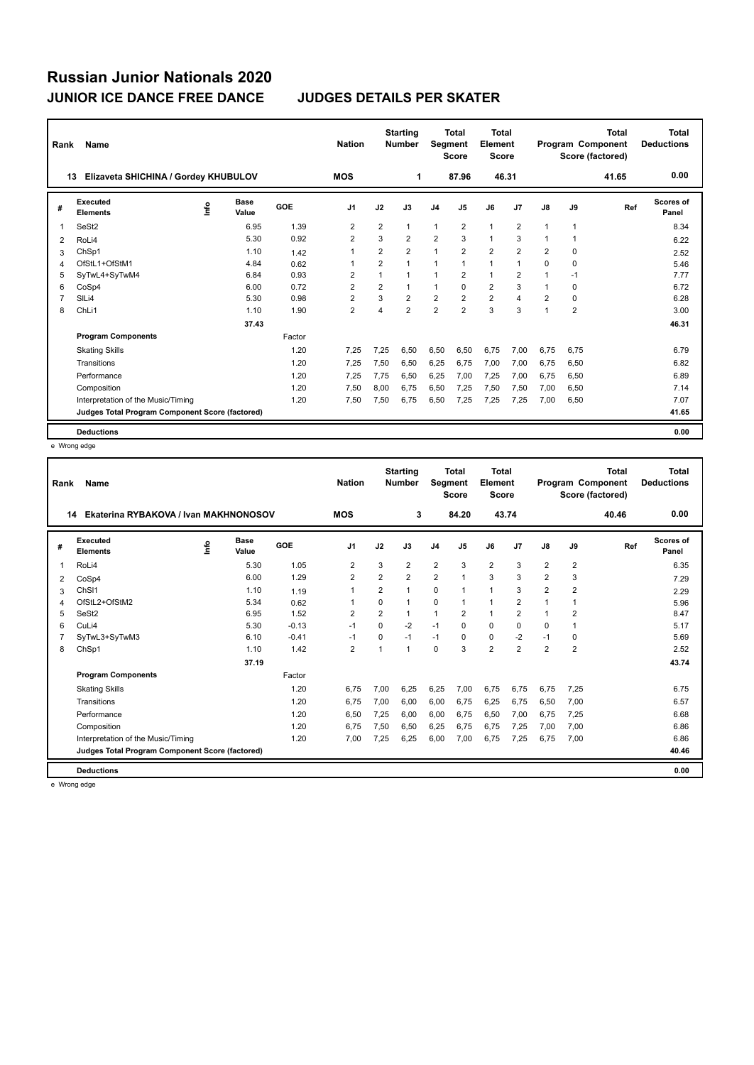# Russian Junior Nationals 2020

## JUNIOR ICE DANCE FREE DANCE JUDGES DETAILS PER SKATER

| Rank | Name | Nation | Starting Number | Total Segment Score | Total Element Score | Total Program Component Score (factored) | Total Deductions |
|---|---|---|---|---|---|---|---|
| 13 | Elizaveta SHICHINA / Gordey KHUBULOV | MOS | 1 | 87.96 | 46.31 | 41.65 | 0.00 |

| # | Executed Elements | Info | Base Value | GOE | J1 | J2 | J3 | J4 | J5 | J6 | J7 | J8 | J9 | Ref | Scores of Panel |
|---|---|---|---|---|---|---|---|---|---|---|---|---|---|---|---|
| 1 | SeSt2 | | 6.95 | 1.39 | 2 | 2 | 1 | 1 | 2 | 1 | 2 | 1 | 1 | | 8.34 |
| 2 | RoLi4 | | 5.30 | 0.92 | 2 | 3 | 2 | 2 | 3 | 1 | 3 | 1 | 1 | | 6.22 |
| 3 | ChSp1 | | 1.10 | 1.42 | 1 | 2 | 2 | 1 | 2 | 2 | 2 | 2 | 0 | | 2.52 |
| 4 | OfStL1+OfStM1 | | 4.84 | 0.62 | 1 | 2 | 1 | 1 | 1 | 1 | 1 | 0 | 0 | | 5.46 |
| 5 | SyTwL4+SyTwM4 | | 6.84 | 0.93 | 2 | 1 | 1 | 1 | 2 | 1 | 2 | 1 | -1 | | 7.77 |
| 6 | CoSp4 | | 6.00 | 0.72 | 2 | 2 | 1 | 1 | 0 | 2 | 3 | 1 | 0 | | 6.72 |
| 7 | SlLi4 | | 5.30 | 0.98 | 2 | 3 | 2 | 2 | 2 | 2 | 4 | 2 | 0 | | 6.28 |
| 8 | ChLi1 | | 1.10 | 1.90 | 2 | 4 | 2 | 2 | 2 | 3 | 3 | 1 | 2 | | 3.00 |
| | | | 37.43 | | | | | | | | | | | | 46.31 |
| | **Program Components** | | | Factor | | | | | | | | | | | |
| | Skating Skills | | | 1.20 | 7,25 | 7,25 | 6,50 | 6,50 | 6,50 | 6,75 | 7,00 | 6,75 | 6,75 | | 6.79 |
| | Transitions | | | 1.20 | 7,25 | 7,50 | 6,50 | 6,25 | 6,75 | 7,00 | 7,00 | 6,75 | 6,50 | | 6.82 |
| | Performance | | | 1.20 | 7,25 | 7,75 | 6,50 | 6,25 | 7,00 | 7,25 | 7,00 | 6,75 | 6,50 | | 6.89 |
| | Composition | | | 1.20 | 7,50 | 8,00 | 6,75 | 6,50 | 7,25 | 7,50 | 7,50 | 7,00 | 6,50 | | 7.14 |
| | Interpretation of the Music/Timing | | | 1.20 | 7,50 | 7,50 | 6,75 | 6,50 | 7,25 | 7,25 | 7,25 | 7,00 | 6,50 | | 7.07 |
| | **Judges Total Program Component Score (factored)** | | | | | | | | | | | | | | 41.65 |
| | **Deductions** | | | | | | | | | | | | | | 0.00 |

e Wrong edge

| Rank | Name | Nation | Starting Number | Total Segment Score | Total Element Score | Total Program Component Score (factored) | Total Deductions |
|---|---|---|---|---|---|---|---|
| 14 | Ekaterina RYBAKOVA / Ivan MAKHNONOSOV | MOS | 3 | 84.20 | 43.74 | 40.46 | 0.00 |

| # | Executed Elements | Info | Base Value | GOE | J1 | J2 | J3 | J4 | J5 | J6 | J7 | J8 | J9 | Ref | Scores of Panel |
|---|---|---|---|---|---|---|---|---|---|---|---|---|---|---|---|
| 1 | RoLi4 | | 5.30 | 1.05 | 2 | 3 | 2 | 2 | 3 | 2 | 3 | 2 | 2 | | 6.35 |
| 2 | CoSp4 | | 6.00 | 1.29 | 2 | 2 | 2 | 2 | 1 | 3 | 3 | 2 | 3 | | 7.29 |
| 3 | ChSl1 | | 1.10 | 1.19 | 1 | 2 | 1 | 0 | 1 | 1 | 3 | 2 | 2 | | 2.29 |
| 4 | OfStL2+OfStM2 | | 5.34 | 0.62 | 1 | 0 | 1 | 0 | 1 | 1 | 2 | 1 | 1 | | 5.96 |
| 5 | SeSt2 | | 6.95 | 1.52 | 2 | 2 | 1 | 1 | 2 | 1 | 2 | 1 | 2 | | 8.47 |
| 6 | CuLi4 | | 5.30 | -0.13 | -1 | 0 | -2 | -1 | 0 | 0 | 0 | 0 | 1 | | 5.17 |
| 7 | SyTwL3+SyTwM3 | | 6.10 | -0.41 | -1 | 0 | -1 | -1 | 0 | 0 | -2 | -1 | 0 | | 5.69 |
| 8 | ChSp1 | | 1.10 | 1.42 | 2 | 1 | 1 | 0 | 3 | 2 | 2 | 2 | 2 | | 2.52 |
| | | | 37.19 | | | | | | | | | | | | 43.74 |
| | **Program Components** | | | Factor | | | | | | | | | | | |
| | Skating Skills | | | 1.20 | 6,75 | 7,00 | 6,25 | 6,25 | 7,00 | 6,75 | 6,75 | 6,75 | 7,25 | | 6.75 |
| | Transitions | | | 1.20 | 6,75 | 7,00 | 6,00 | 6,00 | 6,75 | 6,25 | 6,75 | 6,50 | 7,00 | | 6.57 |
| | Performance | | | 1.20 | 6,50 | 7,25 | 6,00 | 6,00 | 6,75 | 6,50 | 7,00 | 6,75 | 7,25 | | 6.68 |
| | Composition | | | 1.20 | 6,75 | 7,50 | 6,50 | 6,25 | 6,75 | 6,75 | 7,25 | 7,00 | 7,00 | | 6.86 |
| | Interpretation of the Music/Timing | | | 1.20 | 7,00 | 7,25 | 6,25 | 6,00 | 7,00 | 6,75 | 7,25 | 6,75 | 7,00 | | 6.86 |
| | **Judges Total Program Component Score (factored)** | | | | | | | | | | | | | | 40.46 |
| | **Deductions** | | | | | | | | | | | | | | 0.00 |

e Wrong edge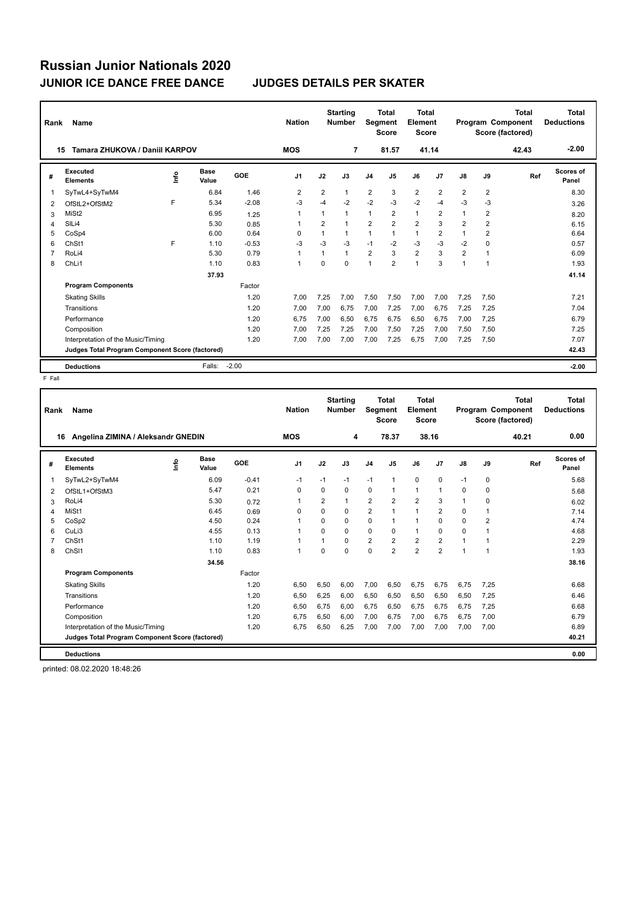# Russian Junior Nationals 2020

## JUNIOR ICE DANCE FREE DANCE — JUDGES DETAILS PER SKATER

| Rank | Name | Nation | Starting Number | Total Segment Score | Total Element Score | Total Program Component Score (factored) | Total Deductions |
|---|---|---|---|---|---|---|---|
| 15 | Tamara ZHUKOVA / Daniil KARPOV | MOS | 7 | 81.57 | 41.14 | 42.43 | -2.00 |

| # | Executed Elements | Info | Base Value | GOE | J1 | J2 | J3 | J4 | J5 | J6 | J7 | J8 | J9 | Ref | Scores of Panel |
|---|---|---|---|---|---|---|---|---|---|---|---|---|---|---|---|
| 1 | SyTwL4+SyTwM4 | | 6.84 | 1.46 | 2 | 2 | 1 | 2 | 3 | 2 | 2 | 2 | 2 | | 8.30 |
| 2 | OfStL2+OfStM2 | F | 5.34 | -2.08 | -3 | -4 | -2 | -2 | -3 | -2 | -4 | -3 | -3 | | 3.26 |
| 3 | MiSt2 | | 6.95 | 1.25 | 1 | 1 | 1 | 1 | 2 | 1 | 2 | 1 | 2 | | 8.20 |
| 4 | SlLi4 | | 5.30 | 0.85 | 1 | 2 | 1 | 2 | 2 | 2 | 3 | 2 | 2 | | 6.15 |
| 5 | CoSp4 | | 6.00 | 0.64 | 0 | 1 | 1 | 1 | 1 | 1 | 2 | 1 | 2 | | 6.64 |
| 6 | ChSt1 | F | 1.10 | -0.53 | -3 | -3 | -3 | -1 | -2 | -3 | -3 | -2 | 0 | | 0.57 |
| 7 | RoLi4 | | 5.30 | 0.79 | 1 | 1 | 1 | 2 | 3 | 2 | 3 | 2 | 1 | | 6.09 |
| 8 | ChLi1 | | 1.10 | 0.83 | 1 | 0 | 0 | 1 | 2 | 1 | 3 | 1 | 1 | | 1.93 |
| | | | 37.93 | | | | | | | | | | | | 41.14 |
| | **Program Components** | | | Factor | | | | | | | | | | | |
| | Skating Skills | | | 1.20 | 7,00 | 7,25 | 7,00 | 7,50 | 7,50 | 7,00 | 7,00 | 7,25 | 7,50 | | 7.21 |
| | Transitions | | | 1.20 | 7,00 | 7,00 | 6,75 | 7,00 | 7,25 | 7,00 | 6,75 | 7,25 | 7,25 | | 7.04 |
| | Performance | | | 1.20 | 6,75 | 7,00 | 6,50 | 6,75 | 6,75 | 6,50 | 6,75 | 7,00 | 7,25 | | 6.79 |
| | Composition | | | 1.20 | 7,00 | 7,25 | 7,25 | 7,00 | 7,50 | 7,25 | 7,00 | 7,50 | 7,50 | | 7.25 |
| | Interpretation of the Music/Timing | | | 1.20 | 7,00 | 7,00 | 7,00 | 7,00 | 7,25 | 6,75 | 7,00 | 7,25 | 7,50 | | 7.07 |
| | **Judges Total Program Component Score (factored)** | | | | | | | | | | | | | | 42.43 |
| | **Deductions** | | Falls: | -2.00 | | | | | | | | | | | -2.00 |

F Fall

| Rank | Name | Nation | Starting Number | Total Segment Score | Total Element Score | Total Program Component Score (factored) | Total Deductions |
|---|---|---|---|---|---|---|---|
| 16 | Angelina ZIMINA / Aleksandr GNEDIN | MOS | 4 | 78.37 | 38.16 | 40.21 | 0.00 |

| # | Executed Elements | Info | Base Value | GOE | J1 | J2 | J3 | J4 | J5 | J6 | J7 | J8 | J9 | Ref | Scores of Panel |
|---|---|---|---|---|---|---|---|---|---|---|---|---|---|---|---|
| 1 | SyTwL2+SyTwM4 | | 6.09 | -0.41 | -1 | -1 | -1 | -1 | 1 | 0 | 0 | -1 | 0 | | 5.68 |
| 2 | OfStL1+OfStM3 | | 5.47 | 0.21 | 0 | 0 | 0 | 0 | 1 | 1 | 1 | 0 | 0 | | 5.68 |
| 3 | RoLi4 | | 5.30 | 0.72 | 1 | 2 | 1 | 2 | 2 | 2 | 3 | 1 | 0 | | 6.02 |
| 4 | MiSt1 | | 6.45 | 0.69 | 0 | 0 | 0 | 2 | 1 | 1 | 2 | 0 | 1 | | 7.14 |
| 5 | CoSp2 | | 4.50 | 0.24 | 1 | 0 | 0 | 0 | 1 | 1 | 0 | 0 | 2 | | 4.74 |
| 6 | CuLi3 | | 4.55 | 0.13 | 1 | 0 | 0 | 0 | 0 | 1 | 0 | 0 | 1 | | 4.68 |
| 7 | ChSt1 | | 1.10 | 1.19 | 1 | 1 | 0 | 2 | 2 | 2 | 2 | 1 | 1 | | 2.29 |
| 8 | ChSl1 | | 1.10 | 0.83 | 1 | 0 | 0 | 0 | 2 | 2 | 2 | 1 | 1 | | 1.93 |
| | | | 34.56 | | | | | | | | | | | | 38.16 |
| | **Program Components** | | | Factor | | | | | | | | | | | |
| | Skating Skills | | | 1.20 | 6,50 | 6,50 | 6,00 | 7,00 | 6,50 | 6,75 | 6,75 | 6,75 | 7,25 | | 6.68 |
| | Transitions | | | 1.20 | 6,50 | 6,25 | 6,00 | 6,50 | 6,50 | 6,50 | 6,50 | 6,50 | 7,25 | | 6.46 |
| | Performance | | | 1.20 | 6,50 | 6,75 | 6,00 | 6,75 | 6,50 | 6,75 | 6,75 | 6,75 | 7,25 | | 6.68 |
| | Composition | | | 1.20 | 6,75 | 6,50 | 6,00 | 7,00 | 6,75 | 7,00 | 6,75 | 6,75 | 7,00 | | 6.79 |
| | Interpretation of the Music/Timing | | | 1.20 | 6,75 | 6,50 | 6,25 | 7,00 | 7,00 | 7,00 | 7,00 | 7,00 | 7,00 | | 6.89 |
| | **Judges Total Program Component Score (factored)** | | | | | | | | | | | | | | 40.21 |
| | **Deductions** | | | | | | | | | | | | | | 0.00 |

printed: 08.02.2020 18:48:26